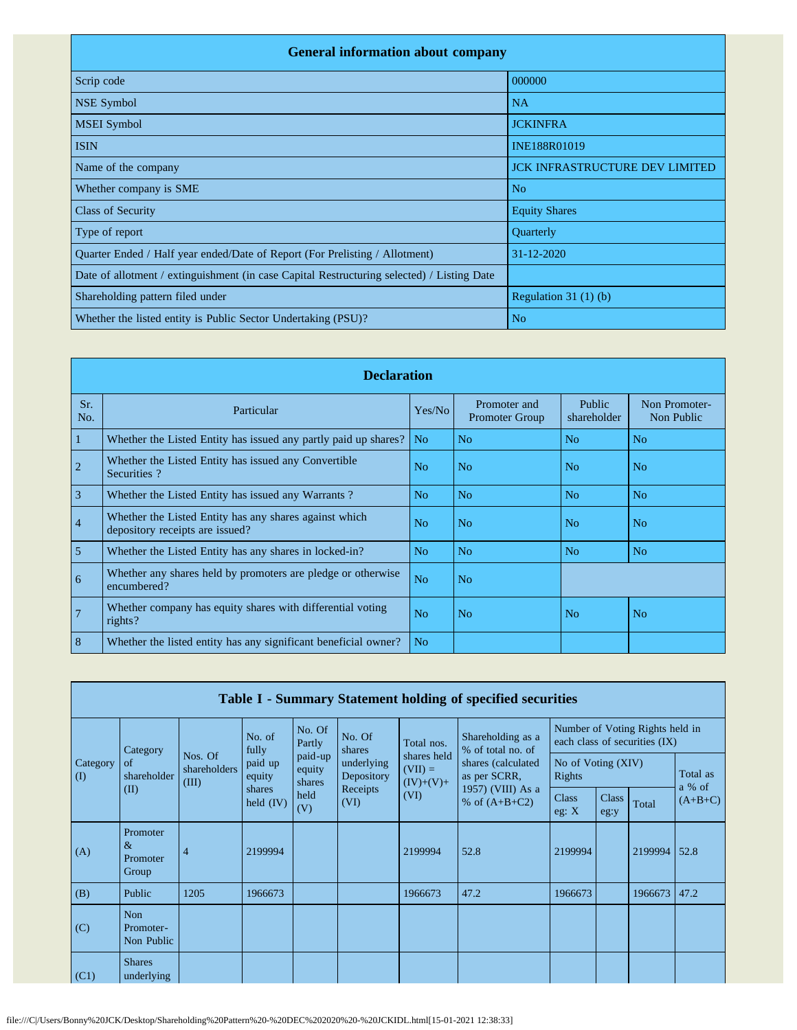## General information about company

| | |
|---|---|
| Scrip code | 000000 |
| NSE Symbol | NA |
| MSEI Symbol | JCKINFRA |
| ISIN | INE188R01019 |
| Name of the company | JCK INFRASTRUCTURE DEV LIMITED |
| Whether company is SME | No |
| Class of Security | Equity Shares |
| Type of report | Quarterly |
| Quarter Ended / Half year ended/Date of Report (For Prelisting / Allotment) | 31-12-2020 |
| Date of allotment / extinguishment (in case Capital Restructuring selected) / Listing Date | |
| Shareholding pattern filed under | Regulation 31 (1) (b) |
| Whether the listed entity is Public Sector Undertaking (PSU)? | No |

## Declaration

| Sr. No. | Particular | Yes/No | Promoter and Promoter Group | Public shareholder | Non Promoter- Non Public |
|---|---|---|---|---|---|
| 1 | Whether the Listed Entity has issued any partly paid up shares? | No | No | No | No |
| 2 | Whether the Listed Entity has issued any Convertible Securities ? | No | No | No | No |
| 3 | Whether the Listed Entity has issued any Warrants ? | No | No | No | No |
| 4 | Whether the Listed Entity has any shares against which depository receipts are issued? | No | No | No | No |
| 5 | Whether the Listed Entity has any shares in locked-in? | No | No | No | No |
| 6 | Whether any shares held by promoters are pledge or otherwise encumbered? | No | No | | |
| 7 | Whether company has equity shares with differential voting rights? | No | No | No | No |
| 8 | Whether the listed entity has any significant beneficial owner? | No | | | |

## Table I - Summary Statement holding of specified securities

| Category (I) | Category of shareholder (II) | Nos. Of shareholders (III) | No. of fully paid up equity shares held (IV) | No. Of Partly paid-up equity shares held (V) | No. Of shares underlying Depository Receipts (VI) | Total nos. shares held (VII) = (IV)+(V)+ (VI) | Shareholding as a % of total no. of shares (calculated as per SCRR, 1957) (VIII) As a % of (A+B+C2) | Number of Voting Rights held in each class of securities (IX) | | | |
|---|---|---|---|---|---|---|---|---|---|---|---|
| | | | | | | | | No of Voting (XIV) Rights | | | Total as a % of (A+B+C) |
| | | | | | | | | Class eg: X | Class eg:y | Total | |
| (A) | Promoter & Promoter Group | 4 | 2199994 | | | 2199994 | 52.8 | 2199994 | | 2199994 | 52.8 |
| (B) | Public | 1205 | 1966673 | | | 1966673 | 47.2 | 1966673 | | 1966673 | 47.2 |
| (C) | Non Promoter- Non Public | | | | | | | | | | |
| (C1) | Shares underlying | | | | | | | | | | |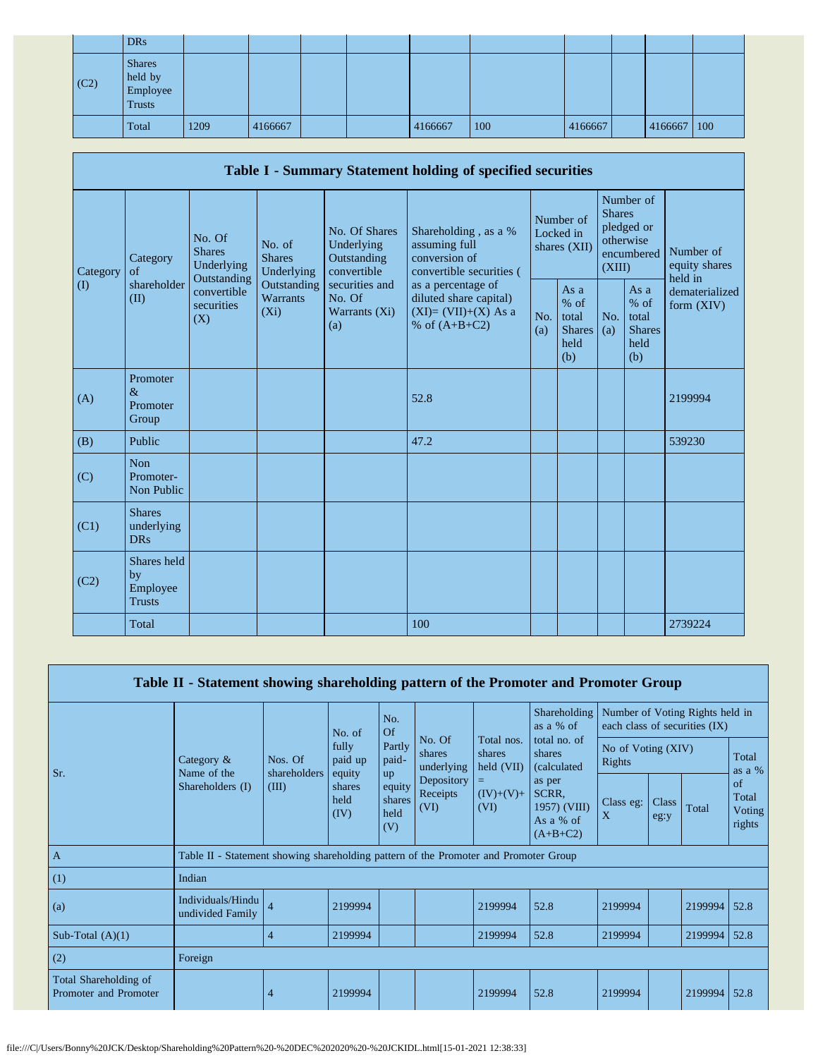| | DRs | | | | | | | | | | |
|---|---|---|---|---|---|---|---|---|---|---|---|
| (C2) | Shares held by Employee Trusts | | | | | | | | | | |
| | Total | 1209 | 4166667 | | | 4166667 | 100 | 4166667 | | 4166667 | 100 |

## Table I - Summary Statement holding of specified securities

| Category (I) | Category of shareholder (II) | No. Of Shares Underlying Outstanding convertible securities (X) | No. of Shares Underlying Outstanding Warrants (Xi) | No. Of Shares Underlying Outstanding convertible securities and No. Of Warrants (Xi) (a) | Shareholding , as a % assuming full conversion of convertible securities ( as a percentage of diluted share capital) (XI)= (VII)+(X) As a % of (A+B+C2) | Number of Locked in shares (XII) | | Number of Shares pledged or otherwise encumbered (XIII) | | Number of equity shares held in dematerialized form (XIV) |
|---|---|---|---|---|---|---|---|---|---|---|
| | | | | | | No. (a) | As a % of total Shares held (b) | No. (a) | As a % of total Shares held (b) | |
| (A) | Promoter & Promoter Group | | | | 52.8 | | | | | 2199994 |
| (B) | Public | | | | 47.2 | | | | | 539230 |
| (C) | Non Promoter- Non Public | | | | | | | | | |
| (C1) | Shares underlying DRs | | | | | | | | | |
| (C2) | Shares held by Employee Trusts | | | | | | | | | |
| | Total | | | | 100 | | | | | 2739224 |

## Table II - Statement showing shareholding pattern of the Promoter and Promoter Group

| Sr. | Category & Name of the Shareholders (I) | Nos. Of shareholders (III) | No. of fully paid up equity shares held (IV) | No. Of Partly paid-up equity shares held (V) | No. Of shares underlying Depository Receipts (VI) | Total nos. shares held (VII) = (IV)+(V)+ (VI) | Shareholding as a % of total no. of shares (calculated as per SCRR, 1957) (VIII) As a % of (A+B+C2) | Number of Voting Rights held in each class of securities (IX) | | | |
|---|---|---|---|---|---|---|---|---|---|---|---|
| | | | | | | | | No of Voting (XIV) Rights | | | Total as a % of Total Voting rights |
| | | | | | | | | Class eg: X | Class eg:y | Total | |
| A | Table II - Statement showing shareholding pattern of the Promoter and Promoter Group | | | | | | | | | | |
| (1) | Indian | | | | | | | | | | |
| (a) | Individuals/Hindu undivided Family | 4 | 2199994 | | | 2199994 | 52.8 | 2199994 | | 2199994 | 52.8 |
| Sub-Total (A)(1) | | 4 | 2199994 | | | 2199994 | 52.8 | 2199994 | | 2199994 | 52.8 |
| (2) | Foreign | | | | | | | | | | |
| Total Shareholding of Promoter and Promoter | | 4 | 2199994 | | | 2199994 | 52.8 | 2199994 | | 2199994 | 52.8 |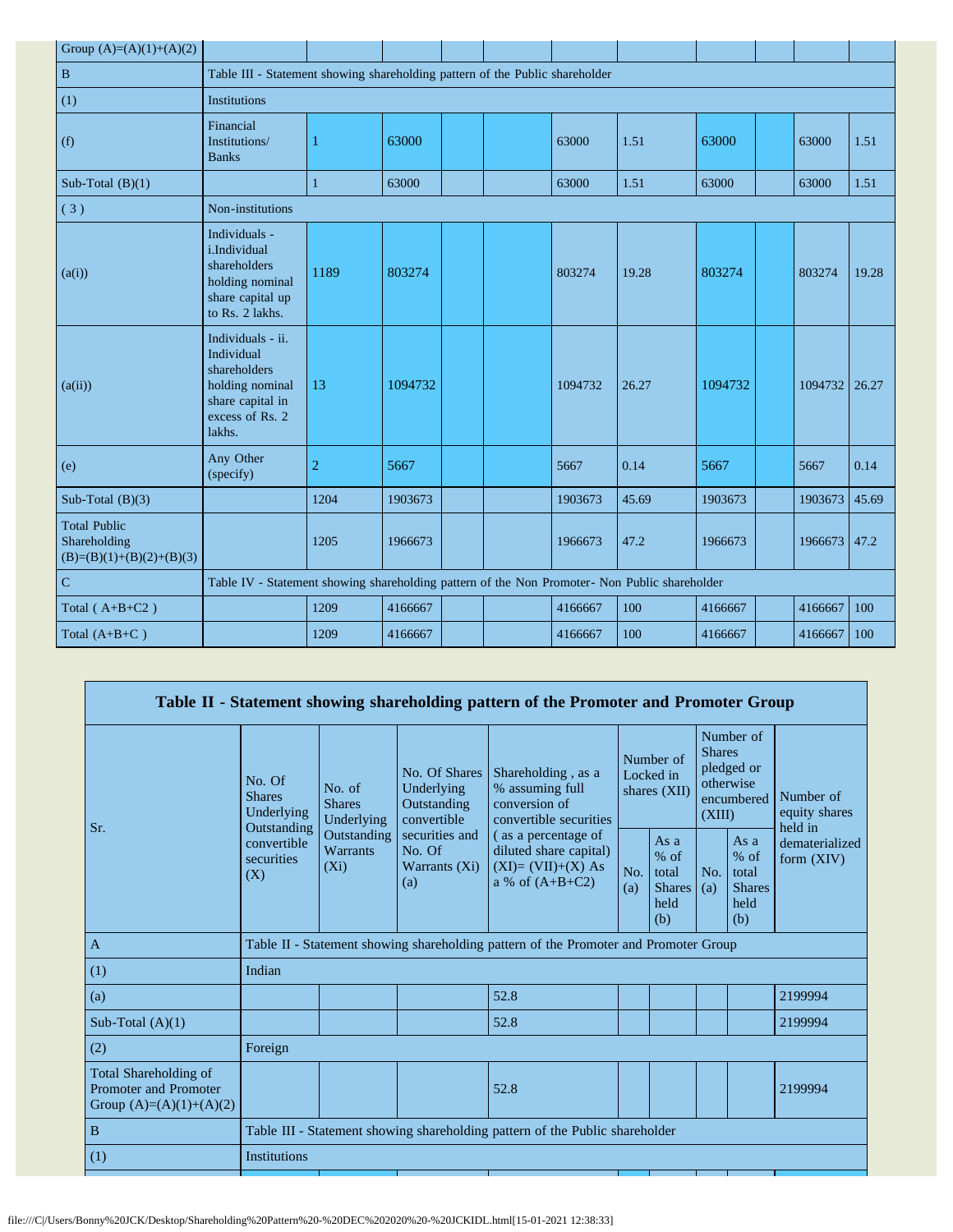| Group (A)=(A)(1)+(A)(2) | | | | | | | | | | | |
|---|---|---|---|---|---|---|---|---|---|---|---|
| B | Table III - Statement showing shareholding pattern of the Public shareholder | | | | | | | | | | |
| (1) | Institutions | | | | | | | | | | |
| (f) | Financial Institutions/ Banks | 1 | 63000 | | | 63000 | 1.51 | 63000 | | 63000 | 1.51 |
| Sub-Total (B)(1) | | 1 | 63000 | | | 63000 | 1.51 | 63000 | | 63000 | 1.51 |
| ( 3 ) | Non-institutions | | | | | | | | | | |
| (a(i)) | Individuals - i.Individual shareholders holding nominal share capital up to Rs. 2 lakhs. | 1189 | 803274 | | | 803274 | 19.28 | 803274 | | 803274 | 19.28 |
| (a(ii)) | Individuals - ii. Individual shareholders holding nominal share capital in excess of Rs. 2 lakhs. | 13 | 1094732 | | | 1094732 | 26.27 | 1094732 | | 1094732 | 26.27 |
| (e) | Any Other (specify) | 2 | 5667 | | | 5667 | 0.14 | 5667 | | 5667 | 0.14 |
| Sub-Total (B)(3) | | 1204 | 1903673 | | | 1903673 | 45.69 | 1903673 | | 1903673 | 45.69 |
| Total Public Shareholding (B)=(B)(1)+(B)(2)+(B)(3) | | 1205 | 1966673 | | | 1966673 | 47.2 | 1966673 | | 1966673 | 47.2 |
| C | Table IV - Statement showing shareholding pattern of the Non Promoter- Non Public shareholder | | | | | | | | | | |
| Total ( A+B+C2 ) | | 1209 | 4166667 | | | 4166667 | 100 | 4166667 | | 4166667 | 100 |
| Total (A+B+C ) | | 1209 | 4166667 | | | 4166667 | 100 | 4166667 | | 4166667 | 100 |

## Table II - Statement showing shareholding pattern of the Promoter and Promoter Group

| Sr. | No. Of Shares Underlying Outstanding convertible securities (X) | No. of Shares Underlying Outstanding Warrants (Xi) | No. Of Shares Underlying Outstanding convertible securities and No. Of Warrants (Xi) (a) | Shareholding , as a % assuming full conversion of convertible securities ( as a percentage of diluted share capital) (XI)= (VII)+(X) As a % of (A+B+C2) | Number of Locked in shares (XII) | | Number of Shares pledged or otherwise encumbered (XIII) | | Number of equity shares held in dematerialized form (XIV) |
|---|---|---|---|---|---|---|---|---|---|
| | | | | | No. (a) | As a % of total Shares held (b) | No. (a) | As a % of total Shares held (b) | |
| A | Table II - Statement showing shareholding pattern of the Promoter and Promoter Group | | | | | | | | |
| (1) | Indian | | | | | | | | |
| (a) | | | | 52.8 | | | | | 2199994 |
| Sub-Total (A)(1) | | | | 52.8 | | | | | 2199994 |
| (2) | Foreign | | | | | | | | |
| Total Shareholding of Promoter and Promoter Group (A)=(A)(1)+(A)(2) | | | | 52.8 | | | | | 2199994 |
| B | Table III - Statement showing shareholding pattern of the Public shareholder | | | | | | | | |
| (1) | Institutions | | | | | | | | |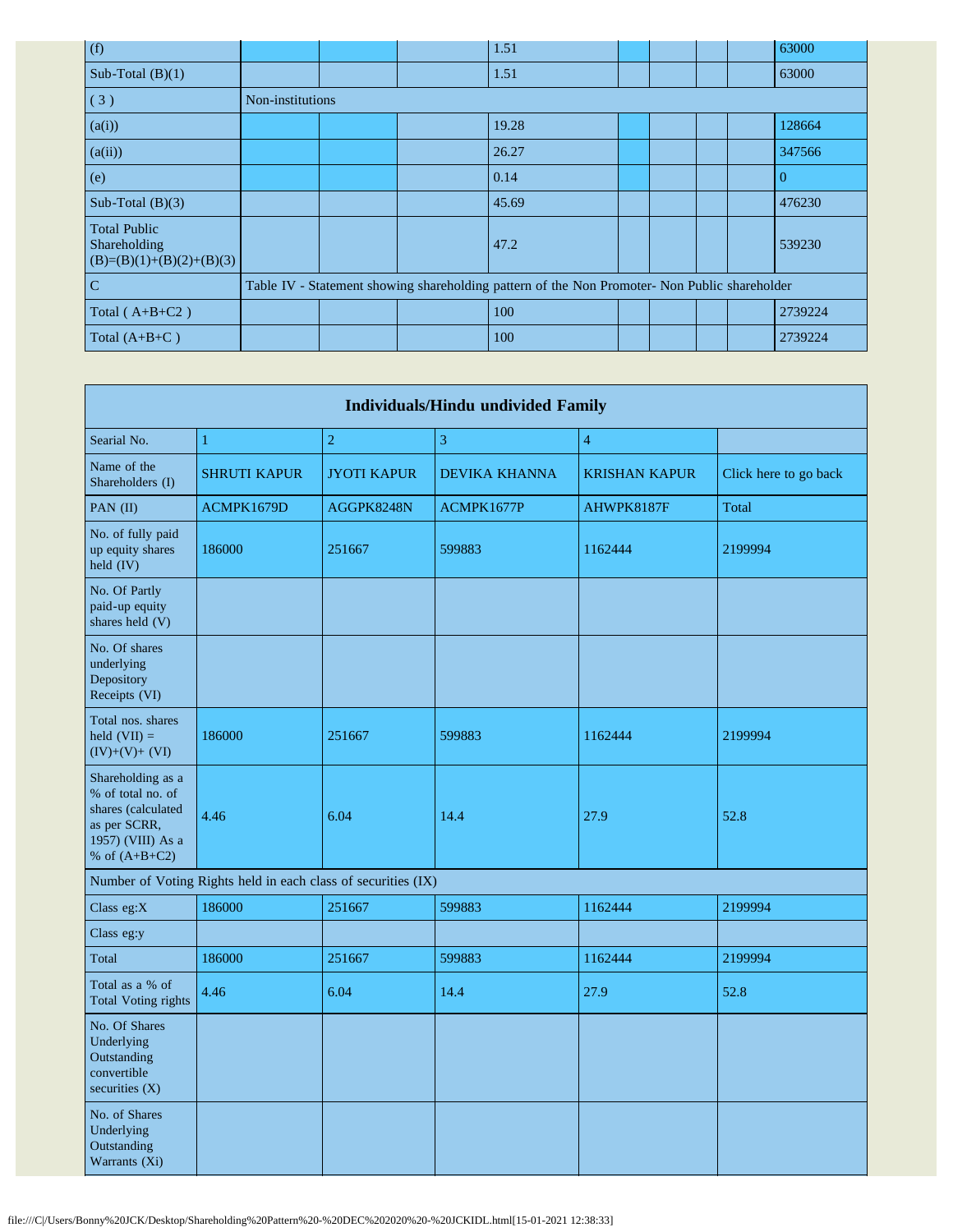| (f) | | | | 1.51 | | | | | 63000 |
|---|---|---|---|---|---|---|---|---|---|
| Sub-Total (B)(1) | | | | 1.51 | | | | | 63000 |
| ( 3 ) | Non-institutions | | | | | | | | |
| (a(i)) | | | | 19.28 | | | | | 128664 |
| (a(ii)) | | | | 26.27 | | | | | 347566 |
| (e) | | | | 0.14 | | | | | 0 |
| Sub-Total (B)(3) | | | | 45.69 | | | | | 476230 |
| Total Public Shareholding (B)=(B)(1)+(B)(2)+(B)(3) | | | | 47.2 | | | | | 539230 |
| C | Table IV - Statement showing shareholding pattern of the Non Promoter- Non Public shareholder | | | | | | | | |
| Total ( A+B+C2 ) | | | | 100 | | | | | 2739224 |
| Total (A+B+C ) | | | | 100 | | | | | 2739224 |

| Individuals/Hindu undivided Family | | | | | |
|---|---|---|---|---|---|
| Searial No. | 1 | 2 | 3 | 4 | |
| Name of the Shareholders (I) | SHRUTI KAPUR | JYOTI KAPUR | DEVIKA KHANNA | KRISHAN KAPUR | Click here to go back |
| PAN (II) | ACMPK1679D | AGGPK8248N | ACMPK1677P | AHWPK8187F | Total |
| No. of fully paid up equity shares held (IV) | 186000 | 251667 | 599883 | 1162444 | 2199994 |
| No. Of Partly paid-up equity shares held (V) | | | | | |
| No. Of shares underlying Depository Receipts (VI) | | | | | |
| Total nos. shares held (VII) = (IV)+(V)+ (VI) | 186000 | 251667 | 599883 | 1162444 | 2199994 |
| Shareholding as a % of total no. of shares (calculated as per SCRR, 1957) (VIII) As a % of (A+B+C2) | 4.46 | 6.04 | 14.4 | 27.9 | 52.8 |
| Number of Voting Rights held in each class of securities (IX) | | | | | |
| Class eg:X | 186000 | 251667 | 599883 | 1162444 | 2199994 |
| Class eg:y | | | | | |
| Total | 186000 | 251667 | 599883 | 1162444 | 2199994 |
| Total as a % of Total Voting rights | 4.46 | 6.04 | 14.4 | 27.9 | 52.8 |
| No. Of Shares Underlying Outstanding convertible securities (X) | | | | | |
| No. of Shares Underlying Outstanding Warrants (Xi) | | | | | |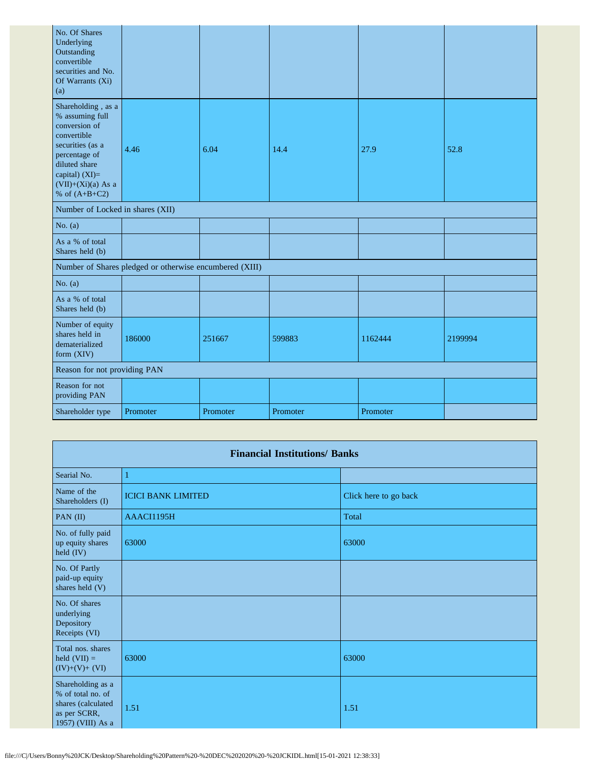| | | | | | |
|---|---|---|---|---|---|
| No. Of Shares Underlying Outstanding convertible securities and No. Of Warrants (Xi) (a) | | | | | |
| Shareholding , as a % assuming full conversion of convertible securities (as a percentage of diluted share capital) (XI)= (VII)+(Xi)(a) As a % of (A+B+C2) | 4.46 | 6.04 | 14.4 | 27.9 | 52.8 |
| Number of Locked in shares (XII) | | | | | |
| No. (a) | | | | | |
| As a % of total Shares held (b) | | | | | |
| Number of Shares pledged or otherwise encumbered (XIII) | | | | | |
| No. (a) | | | | | |
| As a % of total Shares held (b) | | | | | |
| Number of equity shares held in dematerialized form (XIV) | 186000 | 251667 | 599883 | 1162444 | 2199994 |
| Reason for not providing PAN | | | | | |
| Reason for not providing PAN | | | | | |
| Shareholder type | Promoter | Promoter | Promoter | Promoter | |

| Financial Institutions/ Banks | | |
|---|---|---|
| Searial No. | 1 | |
| Name of the Shareholders (I) | ICICI BANK LIMITED | Click here to go back |
| PAN (II) | AAACI1195H | Total |
| No. of fully paid up equity shares held (IV) | 63000 | 63000 |
| No. Of Partly paid-up equity shares held (V) | | |
| No. Of shares underlying Depository Receipts (VI) | | |
| Total nos. shares held (VII) = (IV)+(V)+ (VI) | 63000 | 63000 |
| Shareholding as a % of total no. of shares (calculated as per SCRR, 1957) (VIII) As a | 1.51 | 1.51 |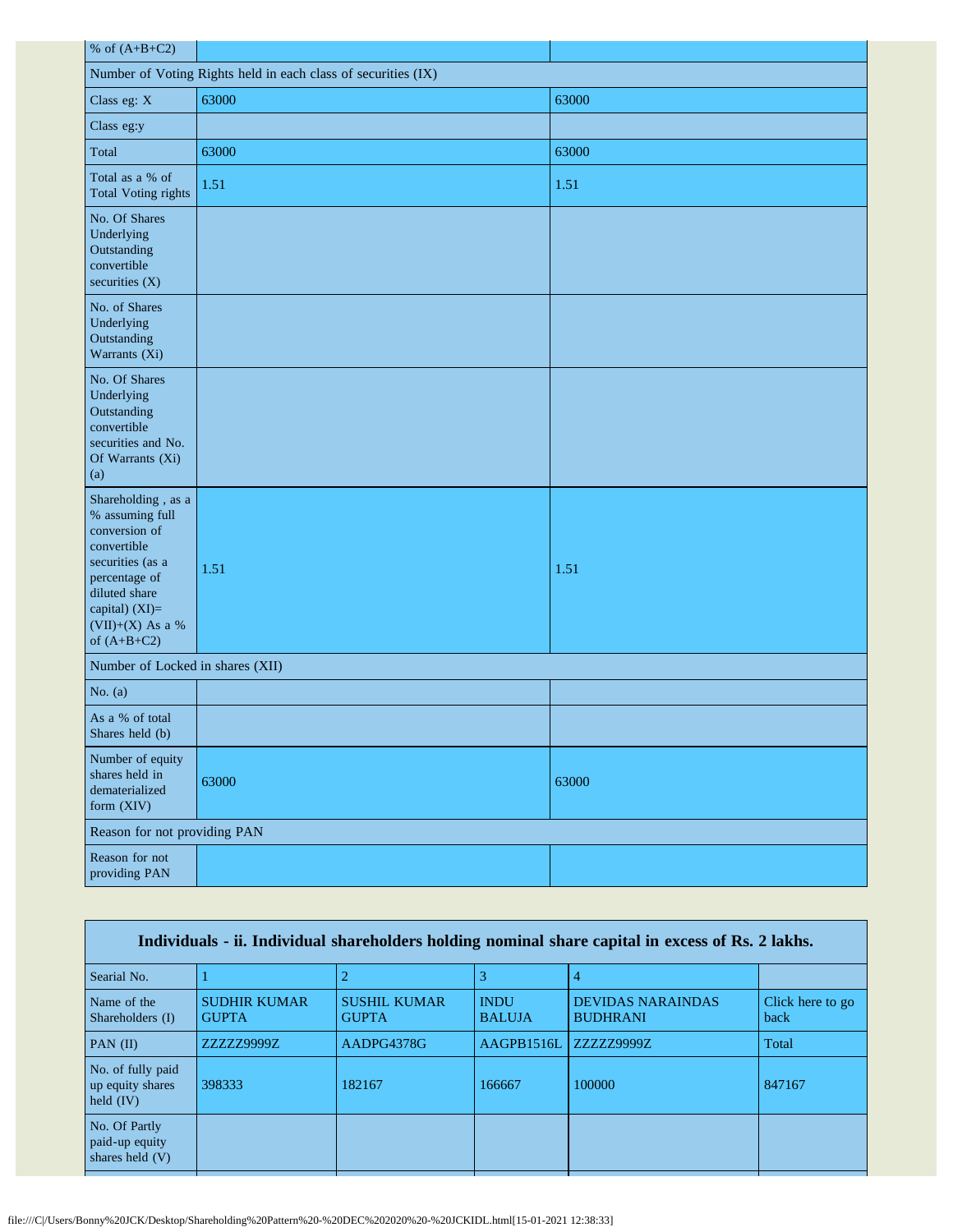| % of (A+B+C2) | | |
|---|---|---|
| Number of Voting Rights held in each class of securities (IX) | | |
| Class eg: X | 63000 | 63000 |
| Class eg:y | | |
| Total | 63000 | 63000 |
| Total as a % of Total Voting rights | 1.51 | 1.51 |
| No. Of Shares Underlying Outstanding convertible securities (X) | | |
| No. of Shares Underlying Outstanding Warrants (Xi) | | |
| No. Of Shares Underlying Outstanding convertible securities and No. Of Warrants (Xi) (a) | | |
| Shareholding , as a % assuming full conversion of convertible securities (as a percentage of diluted share capital) (XI)= (VII)+(X) As a % of (A+B+C2) | 1.51 | 1.51 |
| Number of Locked in shares (XII) | | |
| No. (a) | | |
| As a % of total Shares held (b) | | |
| Number of equity shares held in dematerialized form (XIV) | 63000 | 63000 |
| Reason for not providing PAN | | |
| Reason for not providing PAN | | |

| Individuals - ii. Individual shareholders holding nominal share capital in excess of Rs. 2 lakhs. | | | | | |
|---|---|---|---|---|---|
| Searial No. | 1 | 2 | 3 | 4 | |
| Name of the Shareholders (I) | SUDHIR KUMAR GUPTA | SUSHIL KUMAR GUPTA | INDU BALUJA | DEVIDAS NARAINDAS BUDHRANI | Click here to go back |
| PAN (II) | ZZZZZ9999Z | AADPG4378G | AAGPB1516L | ZZZZZ9999Z | Total |
| No. of fully paid up equity shares held (IV) | 398333 | 182167 | 166667 | 100000 | 847167 |
| No. Of Partly paid-up equity shares held (V) | | | | | |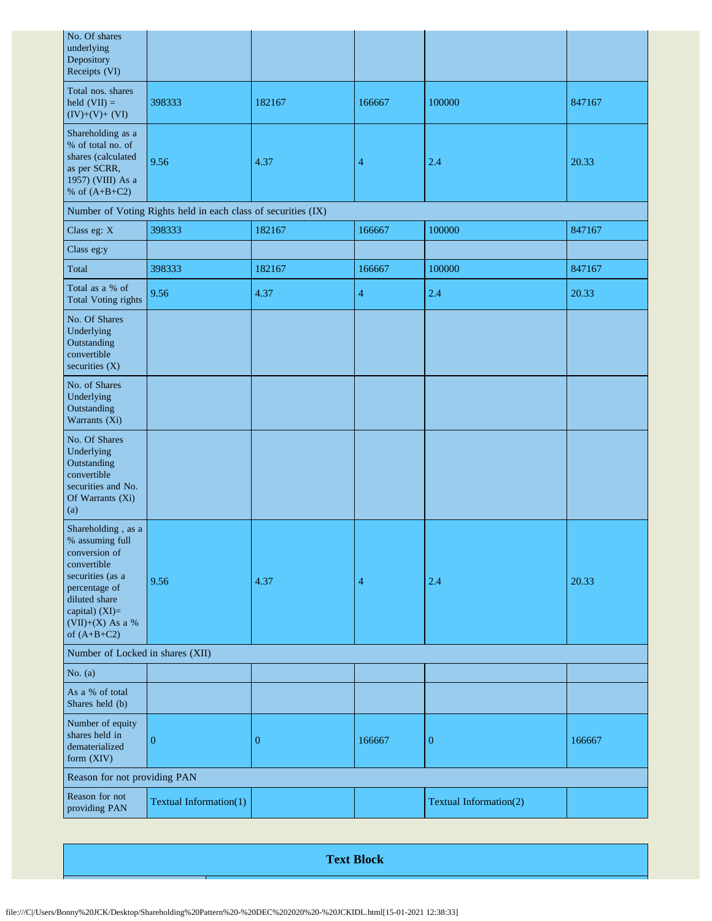| No. Of shares underlying Depository Receipts (VI) | | | | | |
|---|---|---|---|---|---|
| Total nos. shares held (VII) = (IV)+(V)+ (VI) | 398333 | 182167 | 166667 | 100000 | 847167 |
| Shareholding as a % of total no. of shares (calculated as per SCRR, 1957) (VIII) As a % of (A+B+C2) | 9.56 | 4.37 | 4 | 2.4 | 20.33 |
| Number of Voting Rights held in each class of securities (IX) | | | | | |
| Class eg: X | 398333 | 182167 | 166667 | 100000 | 847167 |
| Class eg:y | | | | | |
| Total | 398333 | 182167 | 166667 | 100000 | 847167 |
| Total as a % of Total Voting rights | 9.56 | 4.37 | 4 | 2.4 | 20.33 |
| No. Of Shares Underlying Outstanding convertible securities (X) | | | | | |
| No. of Shares Underlying Outstanding Warrants (Xi) | | | | | |
| No. Of Shares Underlying Outstanding convertible securities and No. Of Warrants (Xi) (a) | | | | | |
| Shareholding , as a % assuming full conversion of convertible securities (as a percentage of diluted share capital) (XI)= (VII)+(X) As a % of (A+B+C2) | 9.56 | 4.37 | 4 | 2.4 | 20.33 |
| Number of Locked in shares (XII) | | | | | |
| No. (a) | | | | | |
| As a % of total Shares held (b) | | | | | |
| Number of equity shares held in dematerialized form (XIV) | 0 | 0 | 166667 | 0 | 166667 |
| Reason for not providing PAN | | | | | |
| Reason for not providing PAN | Textual Information(1) | | | Textual Information(2) | |

| **Text Block** | |
|---|---|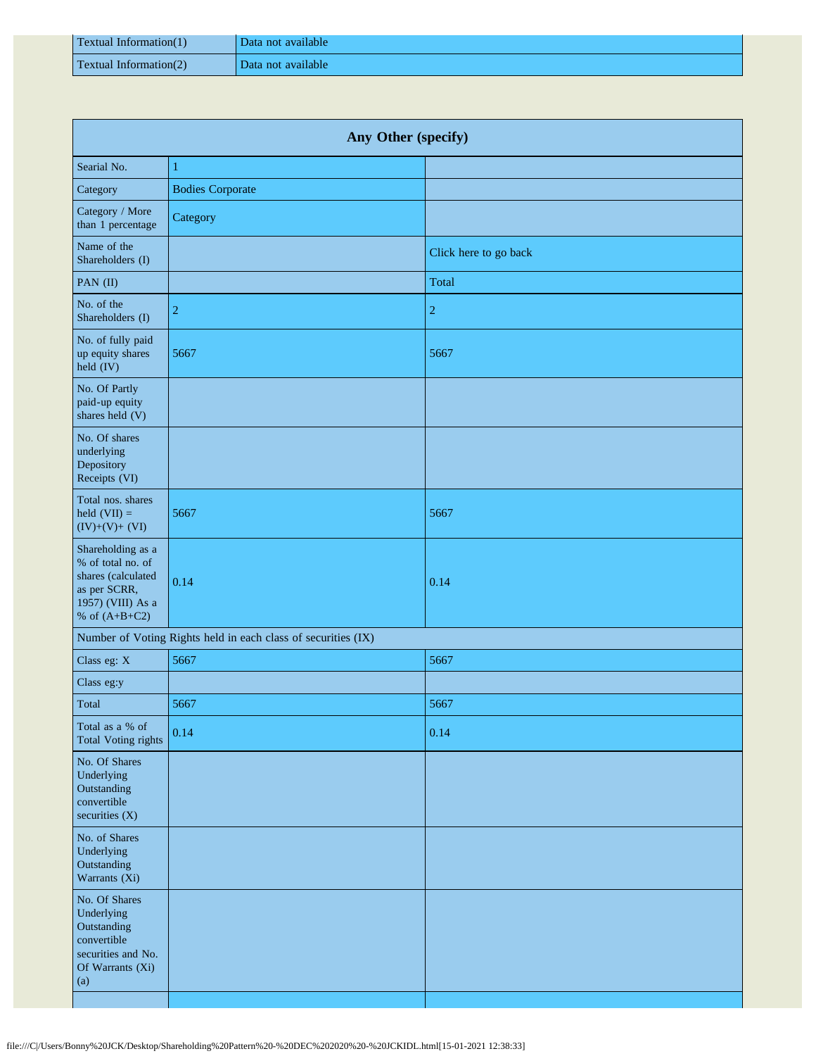| Textual Information(1) | Data not available |
|---|---|
| Textual Information(2) | Data not available |

| Any Other (specify) | | |
|---|---|---|
| Searial No. | 1 | |
| Category | Bodies Corporate | |
| Category / More than 1 percentage | Category | |
| Name of the Shareholders (I) | | Click here to go back |
| PAN (II) | | Total |
| No. of the Shareholders (I) | 2 | 2 |
| No. of fully paid up equity shares held (IV) | 5667 | 5667 |
| No. Of Partly paid-up equity shares held (V) | | |
| No. Of shares underlying Depository Receipts (VI) | | |
| Total nos. shares held (VII) = (IV)+(V)+ (VI) | 5667 | 5667 |
| Shareholding as a % of total no. of shares (calculated as per SCRR, 1957) (VIII) As a % of (A+B+C2) | 0.14 | 0.14 |
| Number of Voting Rights held in each class of securities (IX) | | |
| Class eg: X | 5667 | 5667 |
| Class eg:y | | |
| Total | 5667 | 5667 |
| Total as a % of Total Voting rights | 0.14 | 0.14 |
| No. Of Shares Underlying Outstanding convertible securities (X) | | |
| No. of Shares Underlying Outstanding Warrants (Xi) | | |
| No. Of Shares Underlying Outstanding convertible securities and No. Of Warrants (Xi) (a) | | |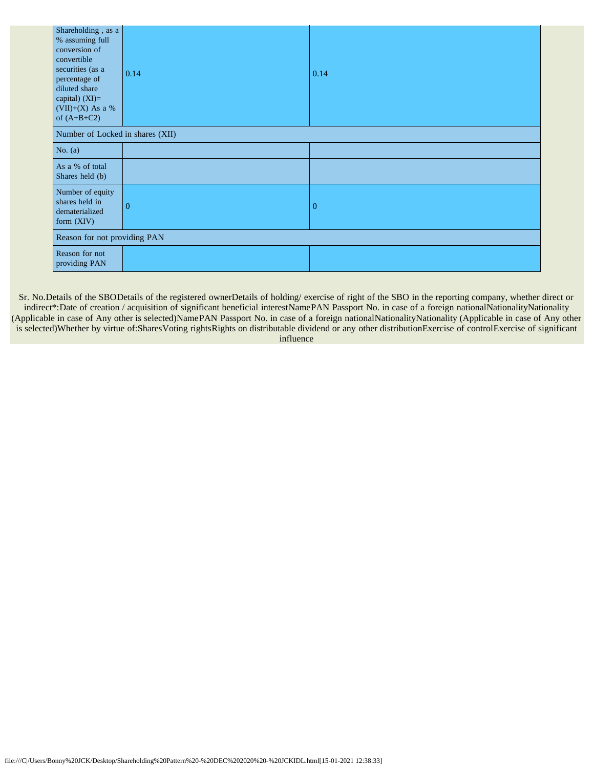| | | |
|---|---|---|
| Shareholding , as a % assuming full conversion of convertible securities (as a percentage of diluted share capital) (XI)= (VII)+(X) As a % of (A+B+C2) | 0.14 | 0.14 |
| Number of Locked in shares (XII) | | |
| No. (a) | | |
| As a % of total Shares held (b) | | |
| Number of equity shares held in dematerialized form (XIV) | 0 | 0 |
| Reason for not providing PAN | | |
| Reason for not providing PAN | | |

Sr. No.Details of the SBODetails of the registered ownerDetails of holding/ exercise of right of the SBO in the reporting company, whether direct or indirect*:Date of creation / acquisition of significant beneficial interestNamePAN Passport No. in case of a foreign nationalNationalityNationality (Applicable in case of Any other is selected)NamePAN Passport No. in case of a foreign nationalNationalityNationality (Applicable in case of Any other is selected)Whether by virtue of:SharesVoting rightsRights on distributable dividend or any other distributionExercise of controlExercise of significant influence